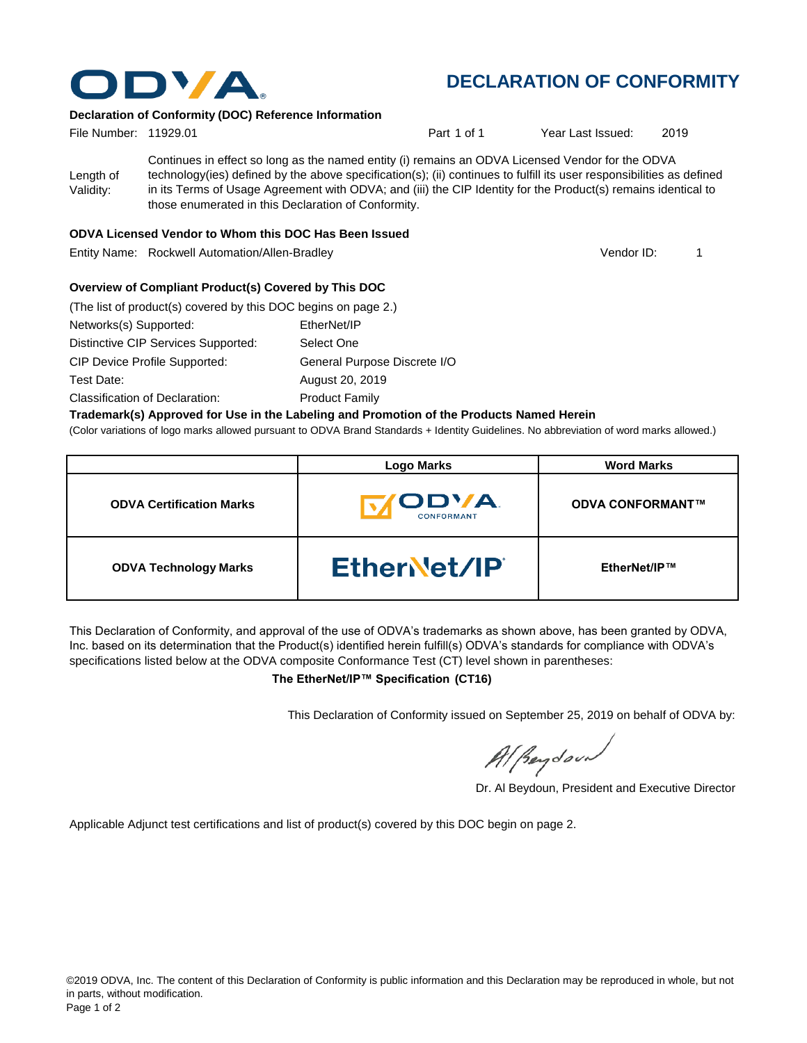# DECLARATION OF CONFORMITY

**Declaration of Conformity (DOC) Reference Information**

File Number: 11929.01 | Part 1 of 1 | Year Last Issued: 2019

Length of Validity: Continues in effect so long as the named entity (i) remains an ODVA Licensed Vendor for the ODVA technology(ies) defined by the above specification(s); (ii) continues to fulfill its user responsibilities as defined in its Terms of Usage Agreement with ODVA; and (iii) the CIP Identity for the Product(s) remains identical to those enumerated in this Declaration of Conformity.

**ODVA Licensed Vendor to Whom this DOC Has Been Issued**

Entity Name: Rockwell Automation/Allen-Bradley | Vendor ID: 1

**Overview of Compliant Product(s) Covered by This DOC**

(The list of product(s) covered by this DOC begins on page 2.)

Networks(s) Supported: EtherNet/IP

Distinctive CIP Services Supported: Select One

CIP Device Profile Supported: General Purpose Discrete I/O

Test Date: August 20, 2019

Classification of Declaration: Product Family

**Trademark(s) Approved for Use in the Labeling and Promotion of the Products Named Herein**

(Color variations of logo marks allowed pursuant to ODVA Brand Standards + Identity Guidelines. No abbreviation of word marks allowed.)

| | Logo Marks | Word Marks |
|---|---|---|
| **ODVA Certification Marks** | ODVA CONFORMANT | **ODVA CONFORMANT™** |
| **ODVA Technology Marks** | EtherNet/IP | **EtherNet/IP™** |

This Declaration of Conformity, and approval of the use of ODVA's trademarks as shown above, has been granted by ODVA, Inc. based on its determination that the Product(s) identified herein fulfill(s) ODVA's standards for compliance with ODVA's specifications listed below at the ODVA composite Conformance Test (CT) level shown in parentheses:

**The EtherNet/IP™ Specification (CT16)**

This Declaration of Conformity issued on September 25, 2019 on behalf of ODVA by:

Dr. Al Beydoun, President and Executive Director

Applicable Adjunct test certifications and list of product(s) covered by this DOC begin on page 2.

©2019 ODVA, Inc. The content of this Declaration of Conformity is public information and this Declaration may be reproduced in whole, but not in parts, without modification.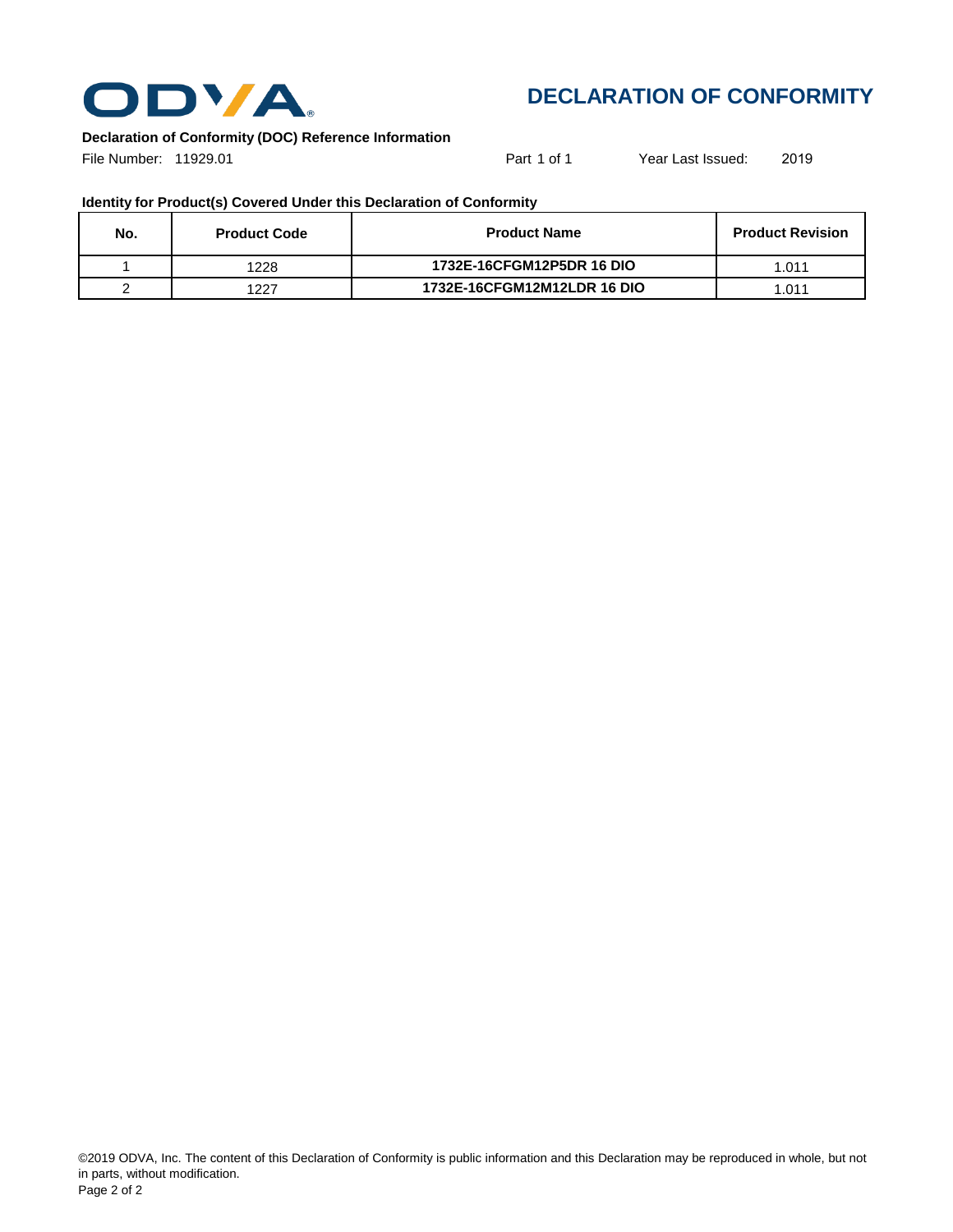# DECLARATION OF CONFORMITY

**Declaration of Conformity (DOC) Reference Information**

File Number: 11929.01 Part 1 of 1 Year Last Issued: 2019

**Identity for Product(s) Covered Under this Declaration of Conformity**

| No. | Product Code | Product Name | Product Revision |
|---|---|---|---|
| 1 | 1228 | **1732E-16CFGM12P5DR 16 DIO** | 1.011 |
| 2 | 1227 | **1732E-16CFGM12M12LDR 16 DIO** | 1.011 |

©2019 ODVA, Inc. The content of this Declaration of Conformity is public information and this Declaration may be reproduced in whole, but not in parts, without modification.